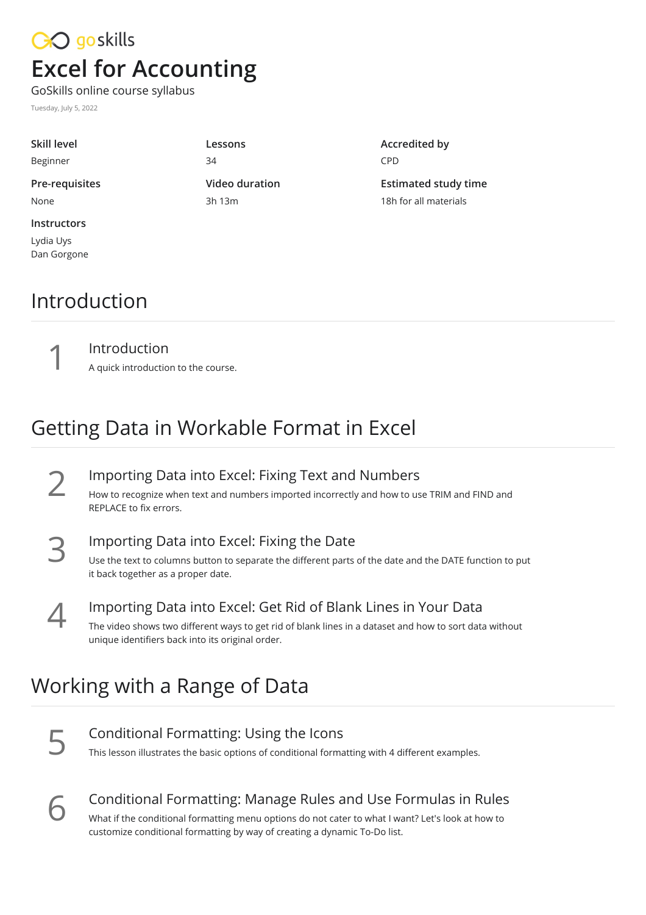goskills

# Excel for Accounting

GoSkills online course syllabus

Tuesday, July 5, 2022

**Skill level**
Beginner

**Lessons**
34

**Accredited by**
CPD

**Pre-requisites**
None

**Video duration**
3h 13m

**Estimated study time**
18h for all materials

**Instructors**
Lydia Uys
Dan Gorgone

## Introduction

### 1 Introduction

A quick introduction to the course.

## Getting Data in Workable Format in Excel

### 2 Importing Data into Excel: Fixing Text and Numbers

How to recognize when text and numbers imported incorrectly and how to use TRIM and FIND and REPLACE to fix errors.

### 3 Importing Data into Excel: Fixing the Date

Use the text to columns button to separate the different parts of the date and the DATE function to put it back together as a proper date.

### 4 Importing Data into Excel: Get Rid of Blank Lines in Your Data

The video shows two different ways to get rid of blank lines in a dataset and how to sort data without unique identifiers back into its original order.

## Working with a Range of Data

### 5 Conditional Formatting: Using the Icons

This lesson illustrates the basic options of conditional formatting with 4 different examples.

### 6 Conditional Formatting: Manage Rules and Use Formulas in Rules

What if the conditional formatting menu options do not cater to what I want? Let's look at how to customize conditional formatting by way of creating a dynamic To-Do list.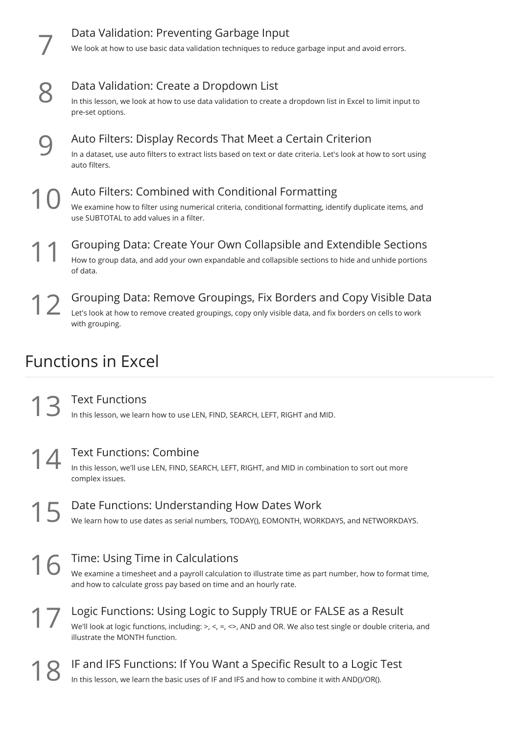### 7 Data Validation: Preventing Garbage Input

We look at how to use basic data validation techniques to reduce garbage input and avoid errors.

### 8 Data Validation: Create a Dropdown List

In this lesson, we look at how to use data validation to create a dropdown list in Excel to limit input to pre-set options.

### 9 Auto Filters: Display Records That Meet a Certain Criterion

In a dataset, use auto filters to extract lists based on text or date criteria. Let's look at how to sort using auto filters.

### 10 Auto Filters: Combined with Conditional Formatting

We examine how to filter using numerical criteria, conditional formatting, identify duplicate items, and use SUBTOTAL to add values in a filter.

### 11 Grouping Data: Create Your Own Collapsible and Extendible Sections

How to group data, and add your own expandable and collapsible sections to hide and unhide portions of data.

### 12 Grouping Data: Remove Groupings, Fix Borders and Copy Visible Data

Let's look at how to remove created groupings, copy only visible data, and fix borders on cells to work with grouping.

## Functions in Excel

### 13 Text Functions

In this lesson, we learn how to use LEN, FIND, SEARCH, LEFT, RIGHT and MID.

### 14 Text Functions: Combine

In this lesson, we'll use LEN, FIND, SEARCH, LEFT, RIGHT, and MID in combination to sort out more complex issues.

### 15 Date Functions: Understanding How Dates Work

We learn how to use dates as serial numbers, TODAY(), EOMONTH, WORKDAYS, and NETWORKDAYS.

### 16 Time: Using Time in Calculations

We examine a timesheet and a payroll calculation to illustrate time as part number, how to format time, and how to calculate gross pay based on time and an hourly rate.

### 17 Logic Functions: Using Logic to Supply TRUE or FALSE as a Result

We'll look at logic functions, including: >, <, =, <>, AND and OR. We also test single or double criteria, and illustrate the MONTH function.

### 18 IF and IFS Functions: If You Want a Specific Result to a Logic Test

In this lesson, we learn the basic uses of IF and IFS and how to combine it with AND()/OR().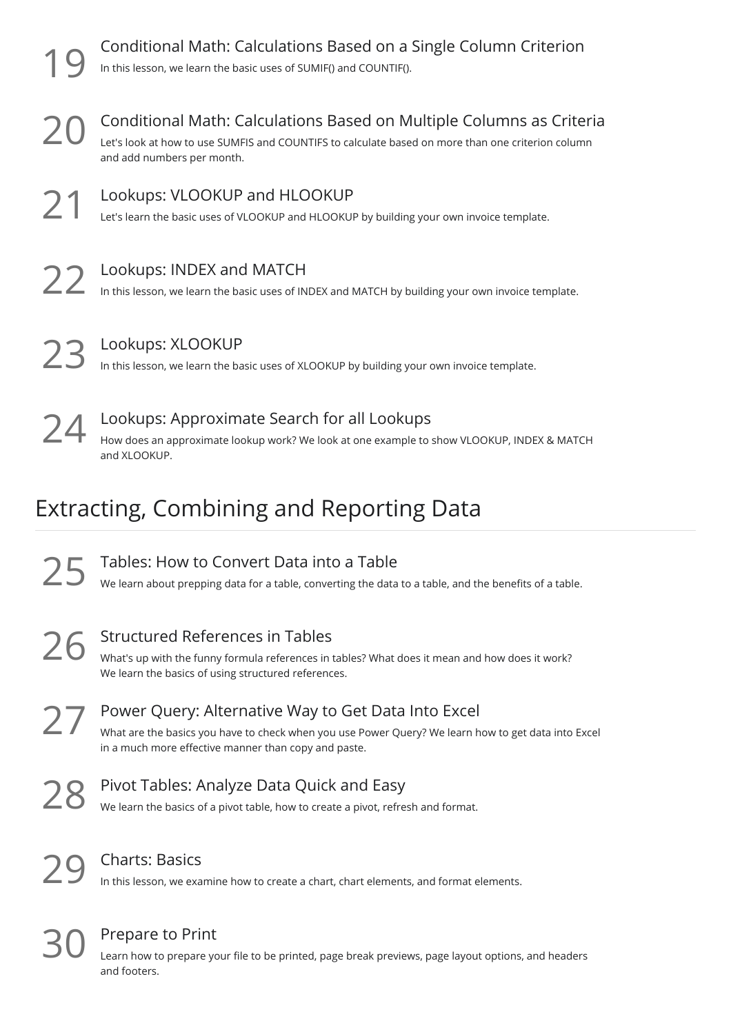### 19 Conditional Math: Calculations Based on a Single Column Criterion

In this lesson, we learn the basic uses of SUMIF() and COUNTIF().

### 20 Conditional Math: Calculations Based on Multiple Columns as Criteria

Let's look at how to use SUMFIS and COUNTIFS to calculate based on more than one criterion column and add numbers per month.

### 21 Lookups: VLOOKUP and HLOOKUP

Let's learn the basic uses of VLOOKUP and HLOOKUP by building your own invoice template.

### 22 Lookups: INDEX and MATCH

In this lesson, we learn the basic uses of INDEX and MATCH by building your own invoice template.

### 23 Lookups: XLOOKUP

In this lesson, we learn the basic uses of XLOOKUP by building your own invoice template.

### 24 Lookups: Approximate Search for all Lookups

How does an approximate lookup work? We look at one example to show VLOOKUP, INDEX & MATCH and XLOOKUP.

## Extracting, Combining and Reporting Data

### 25 Tables: How to Convert Data into a Table

We learn about prepping data for a table, converting the data to a table, and the benefits of a table.

### 26 Structured References in Tables

What's up with the funny formula references in tables? What does it mean and how does it work? We learn the basics of using structured references.

### 27 Power Query: Alternative Way to Get Data Into Excel

What are the basics you have to check when you use Power Query? We learn how to get data into Excel in a much more effective manner than copy and paste.

### 28 Pivot Tables: Analyze Data Quick and Easy

We learn the basics of a pivot table, how to create a pivot, refresh and format.

### 29 Charts: Basics

In this lesson, we examine how to create a chart, chart elements, and format elements.

### 30 Prepare to Print

Learn how to prepare your file to be printed, page break previews, page layout options, and headers and footers.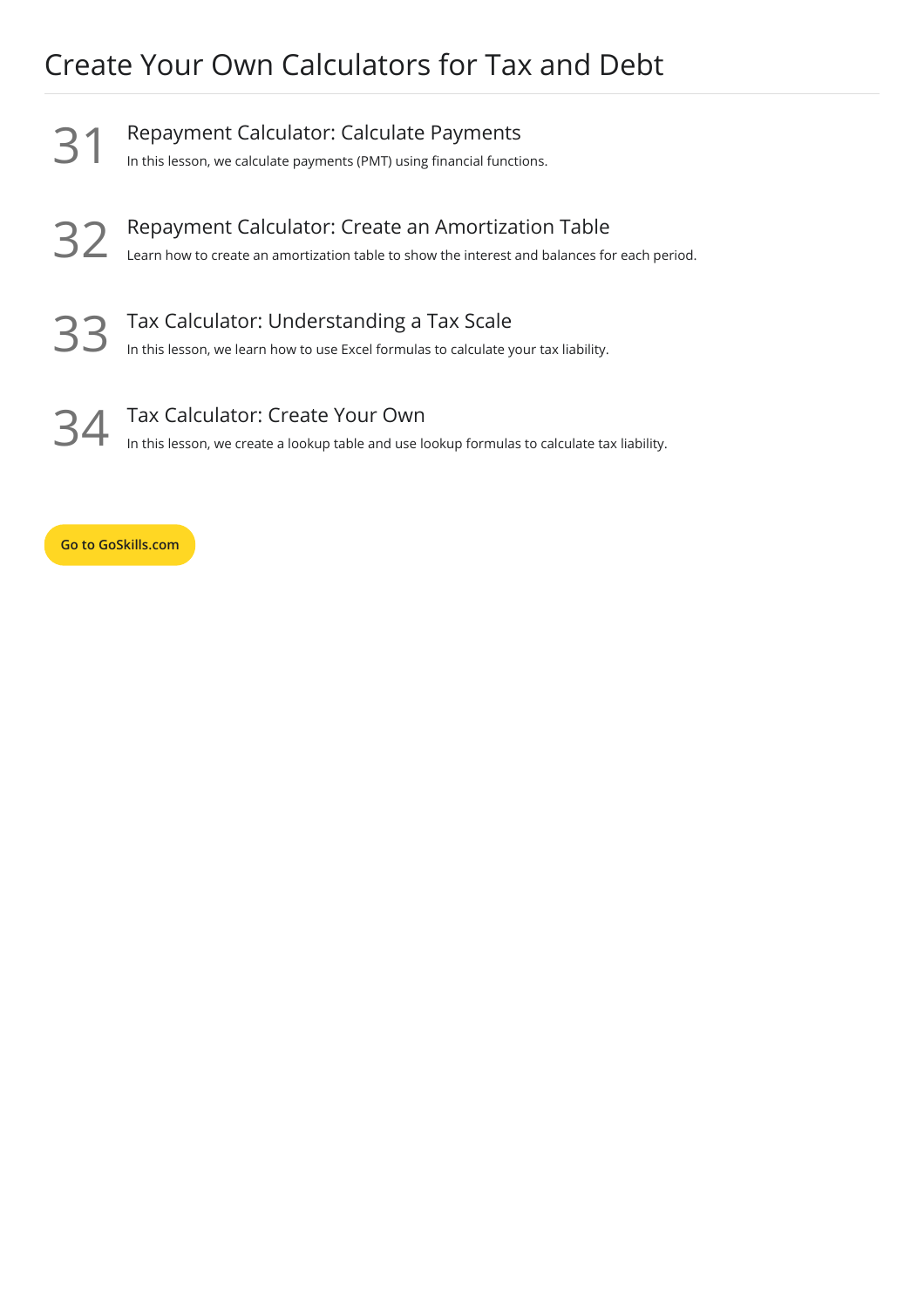## Create Your Own Calculators for Tax and Debt

### 31 Repayment Calculator: Calculate Payments

In this lesson, we calculate payments (PMT) using financial functions.

### 32 Repayment Calculator: Create an Amortization Table

Learn how to create an amortization table to show the interest and balances for each period.

### 33 Tax Calculator: Understanding a Tax Scale

In this lesson, we learn how to use Excel formulas to calculate your tax liability.

### 34 Tax Calculator: Create Your Own

In this lesson, we create a lookup table and use lookup formulas to calculate tax liability.

Go to GoSkills.com